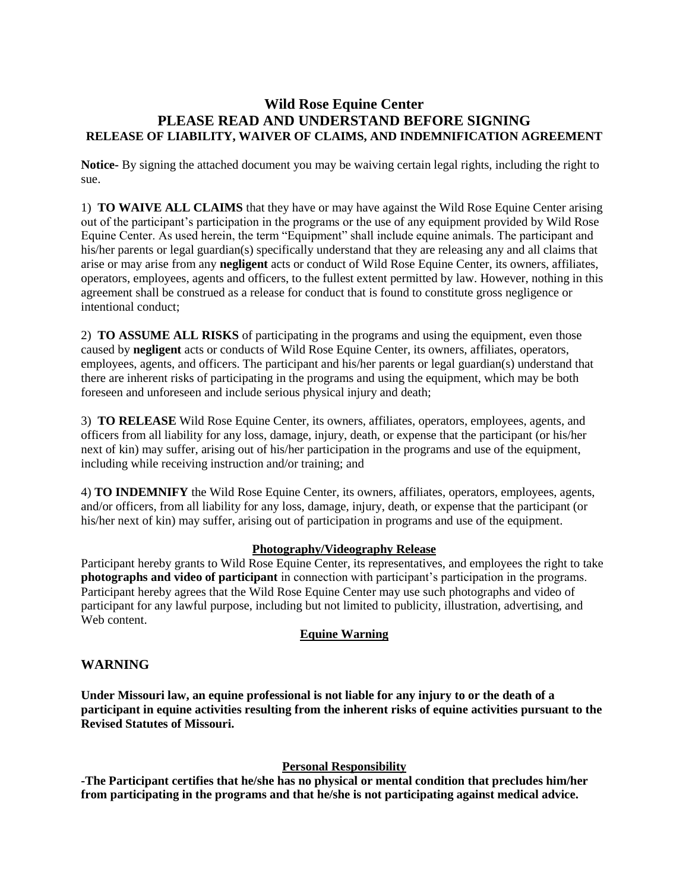# Wild Rose Equine Center

## PLEASE READ AND UNDERSTAND BEFORE SIGNING

### RELEASE OF LIABILITY, WAIVER OF CLAIMS, AND INDEMNIFICATION AGREEMENT

**Notice-** By signing the attached document you may be waiving certain legal rights, including the right to sue.

1) **TO WAIVE ALL CLAIMS** that they have or may have against the Wild Rose Equine Center arising out of the participant's participation in the programs or the use of any equipment provided by Wild Rose Equine Center. As used herein, the term "Equipment" shall include equine animals. The participant and his/her parents or legal guardian(s) specifically understand that they are releasing any and all claims that arise or may arise from any **negligent** acts or conduct of Wild Rose Equine Center, its owners, affiliates, operators, employees, agents and officers, to the fullest extent permitted by law. However, nothing in this agreement shall be construed as a release for conduct that is found to constitute gross negligence or intentional conduct;

2) **TO ASSUME ALL RISKS** of participating in the programs and using the equipment, even those caused by **negligent** acts or conducts of Wild Rose Equine Center, its owners, affiliates, operators, employees, agents, and officers. The participant and his/her parents or legal guardian(s) understand that there are inherent risks of participating in the programs and using the equipment, which may be both foreseen and unforeseen and include serious physical injury and death;

3) **TO RELEASE** Wild Rose Equine Center, its owners, affiliates, operators, employees, agents, and officers from all liability for any loss, damage, injury, death, or expense that the participant (or his/her next of kin) may suffer, arising out of his/her participation in the programs and use of the equipment, including while receiving instruction and/or training; and

4) **TO INDEMNIFY** the Wild Rose Equine Center, its owners, affiliates, operators, employees, agents, and/or officers, from all liability for any loss, damage, injury, death, or expense that the participant (or his/her next of kin) may suffer, arising out of participation in programs and use of the equipment.

**Photography/Videography Release**

Participant hereby grants to Wild Rose Equine Center, its representatives, and employees the right to take **photographs and video of participant** in connection with participant's participation in the programs. Participant hereby agrees that the Wild Rose Equine Center may use such photographs and video of participant for any lawful purpose, including but not limited to publicity, illustration, advertising, and Web content.

**Equine Warning**

## WARNING

**Under Missouri law, an equine professional is not liable for any injury to or the death of a participant in equine activities resulting from the inherent risks of equine activities pursuant to the Revised Statutes of Missouri.**

**Personal Responsibility**

**-The Participant certifies that he/she has no physical or mental condition that precludes him/her from participating in the programs and that he/she is not participating against medical advice.**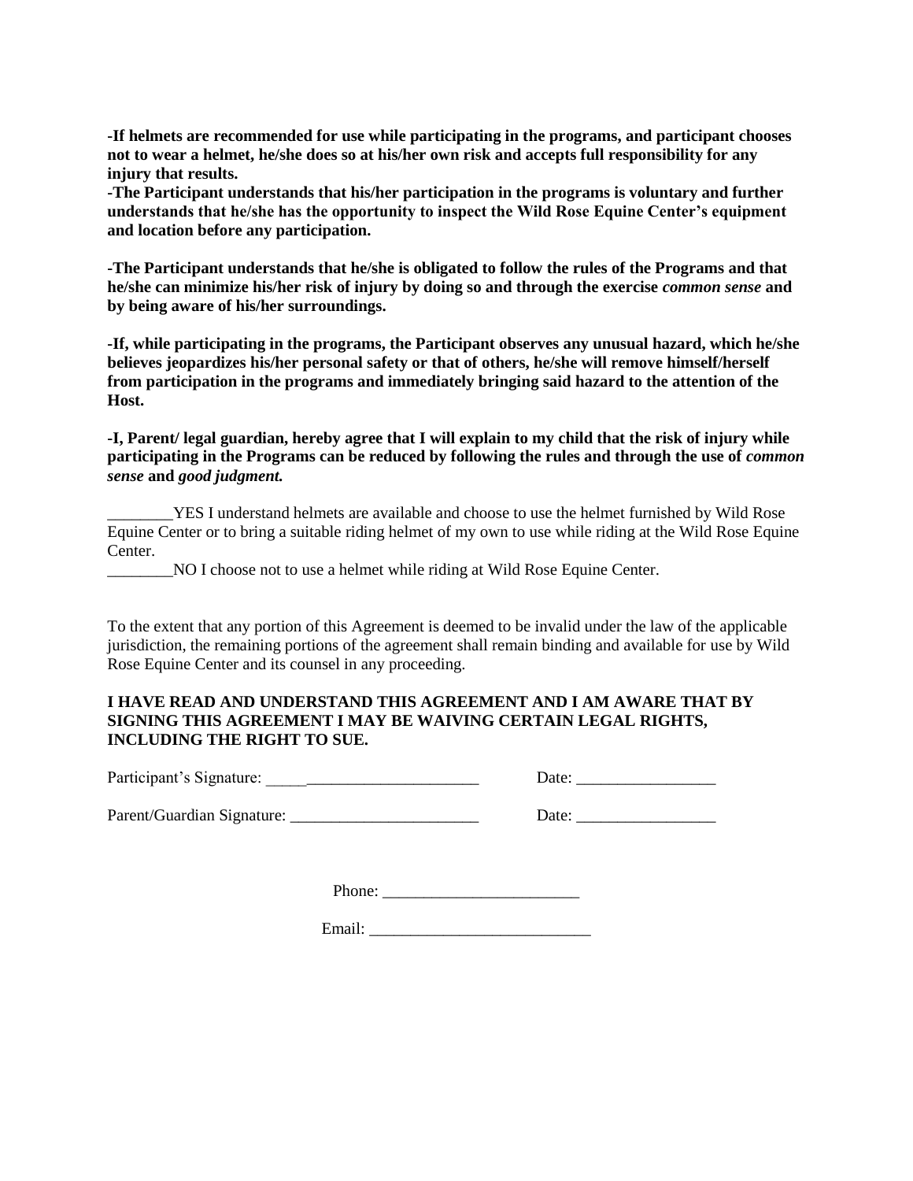**-If helmets are recommended for use while participating in the programs, and participant chooses not to wear a helmet, he/she does so at his/her own risk and accepts full responsibility for any injury that results.**

**-The Participant understands that his/her participation in the programs is voluntary and further understands that he/she has the opportunity to inspect the Wild Rose Equine Center's equipment and location before any participation.**

**-The Participant understands that he/she is obligated to follow the rules of the Programs and that he/she can minimize his/her risk of injury by doing so and through the exercise *common sense* and by being aware of his/her surroundings.**

**-If, while participating in the programs, the Participant observes any unusual hazard, which he/she believes jeopardizes his/her personal safety or that of others, he/she will remove himself/herself from participation in the programs and immediately bringing said hazard to the attention of the Host.**

**-I, Parent/ legal guardian, hereby agree that I will explain to my child that the risk of injury while participating in the Programs can be reduced by following the rules and through the use of *common sense* and *good judgment.***

________YES I understand helmets are available and choose to use the helmet furnished by Wild Rose Equine Center or to bring a suitable riding helmet of my own to use while riding at the Wild Rose Equine Center.

________NO I choose not to use a helmet while riding at Wild Rose Equine Center.

To the extent that any portion of this Agreement is deemed to be invalid under the law of the applicable jurisdiction, the remaining portions of the agreement shall remain binding and available for use by Wild Rose Equine Center and its counsel in any proceeding.

**I HAVE READ AND UNDERSTAND THIS AGREEMENT AND I AM AWARE THAT BY SIGNING THIS AGREEMENT I MAY BE WAIVING CERTAIN LEGAL RIGHTS, INCLUDING THE RIGHT TO SUE.**

Participant's Signature: ___________________________ Date: _________________

Parent/Guardian Signature: _______________________ Date: _________________

Phone: ________________________

Email: ___________________________